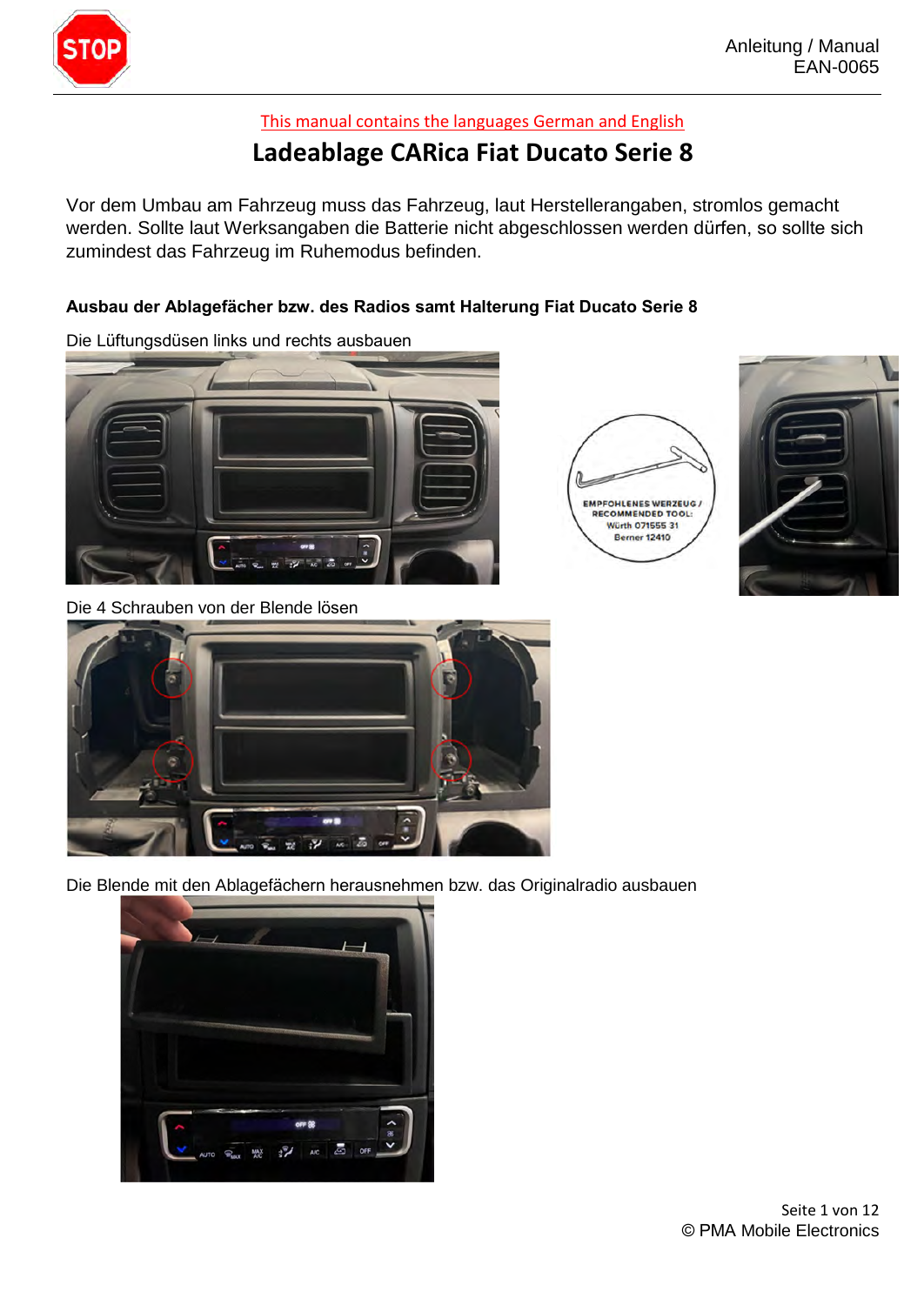This manual contains the languages German and English

# Ladeablage CARica Fiat Ducato Serie 8

Vor dem Umbau am Fahrzeug muss das Fahrzeug, laut Herstellerangaben, stromlos gemacht werden. Sollte laut Werksangaben die Batterie nicht abgeschlossen werden dürfen, so sollte sich zumindest das Fahrzeug im Ruhemodus befinden.

**Ausbau der Ablagefächer bzw. des Radios samt Halterung Fiat Ducato Serie 8**

Die Lüftungsdüsen links und rechts ausbauen

EMPFOHLENES WERZEUG / RECOMMENDED TOOL:
Würth 071555 31
Berner 12410

Die 4 Schrauben von der Blende lösen

Die Blende mit den Ablagefächern herausnehmen bzw. das Originalradio ausbauen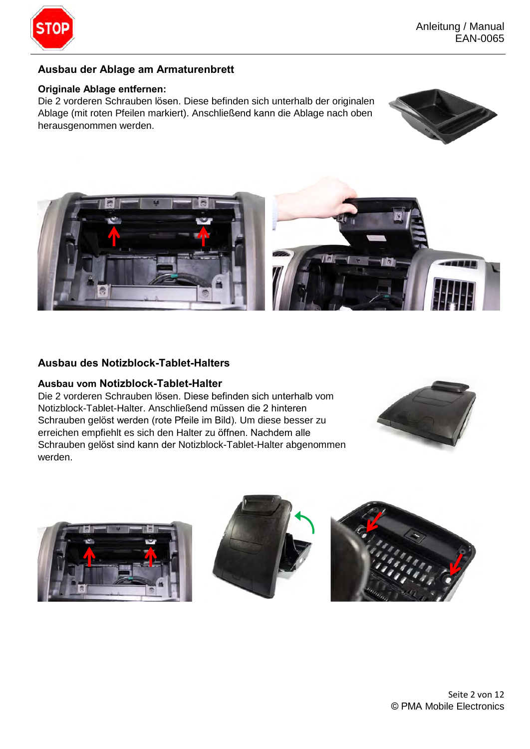## Ausbau der Ablage am Armaturenbrett

**Originale Ablage entfernen:**

Die 2 vorderen Schrauben lösen. Diese befinden sich unterhalb der originalen Ablage (mit roten Pfeilen markiert). Anschließend kann die Ablage nach oben herausgenommen werden.

## Ausbau des Notizblock-Tablet-Halters

**Ausbau vom Notizblock-Tablet-Halter**

Die 2 vorderen Schrauben lösen. Diese befinden sich unterhalb vom Notizblock-Tablet-Halter. Anschließend müssen die 2 hinteren Schrauben gelöst werden (rote Pfeile im Bild). Um diese besser zu erreichen empfiehlt es sich den Halter zu öffnen. Nachdem alle Schrauben gelöst sind kann der Notizblock-Tablet-Halter abgenommen werden.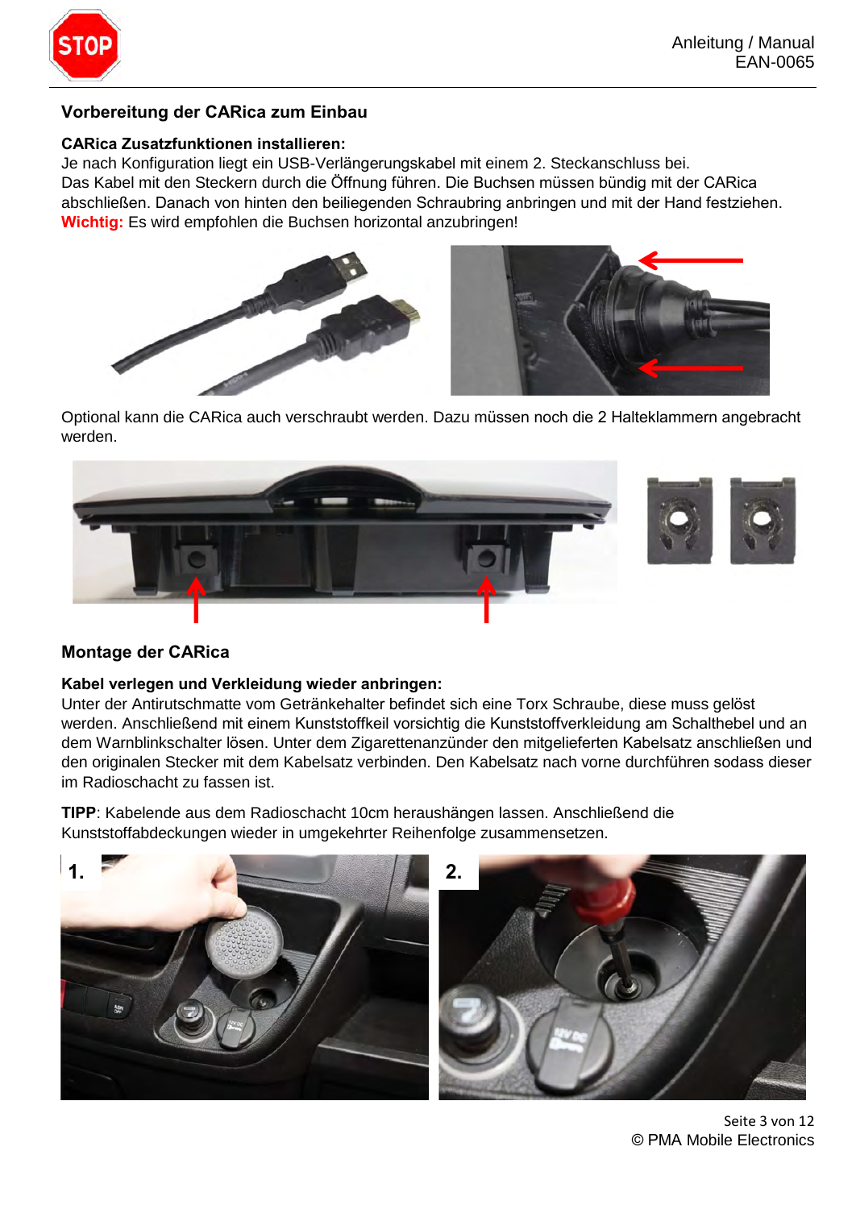## Vorbereitung der CARica zum Einbau

**CARica Zusatzfunktionen installieren:**
Je nach Konfiguration liegt ein USB-Verlängerungskabel mit einem 2. Steckanschluss bei.
Das Kabel mit den Steckern durch die Öffnung führen. Die Buchsen müssen bündig mit der CARica abschließen. Danach von hinten den beiliegenden Schraubring anbringen und mit der Hand festziehen.
**Wichtig:** Es wird empfohlen die Buchsen horizontal anzubringen!

Optional kann die CARica auch verschraubt werden. Dazu müssen noch die 2 Halteklammern angebracht werden.

## Montage der CARica

**Kabel verlegen und Verkleidung wieder anbringen:**
Unter der Antirutschmatte vom Getränkehalter befindet sich eine Torx Schraube, diese muss gelöst werden. Anschließend mit einem Kunststoffkeil vorsichtig die Kunststoffverkleidung am Schalthebel und an dem Warnblinkschalter lösen. Unter dem Zigarettenanzünder den mitgelieferten Kabelsatz anschließen und den originalen Stecker mit dem Kabelsatz verbinden. Den Kabelsatz nach vorne durchführen sodass dieser im Radioschacht zu fassen ist.

**TIPP**: Kabelende aus dem Radioschacht 10cm heraushängen lassen. Anschließend die Kunststoffabdeckungen wieder in umgekehrter Reihenfolge zusammensetzen.

1.

2.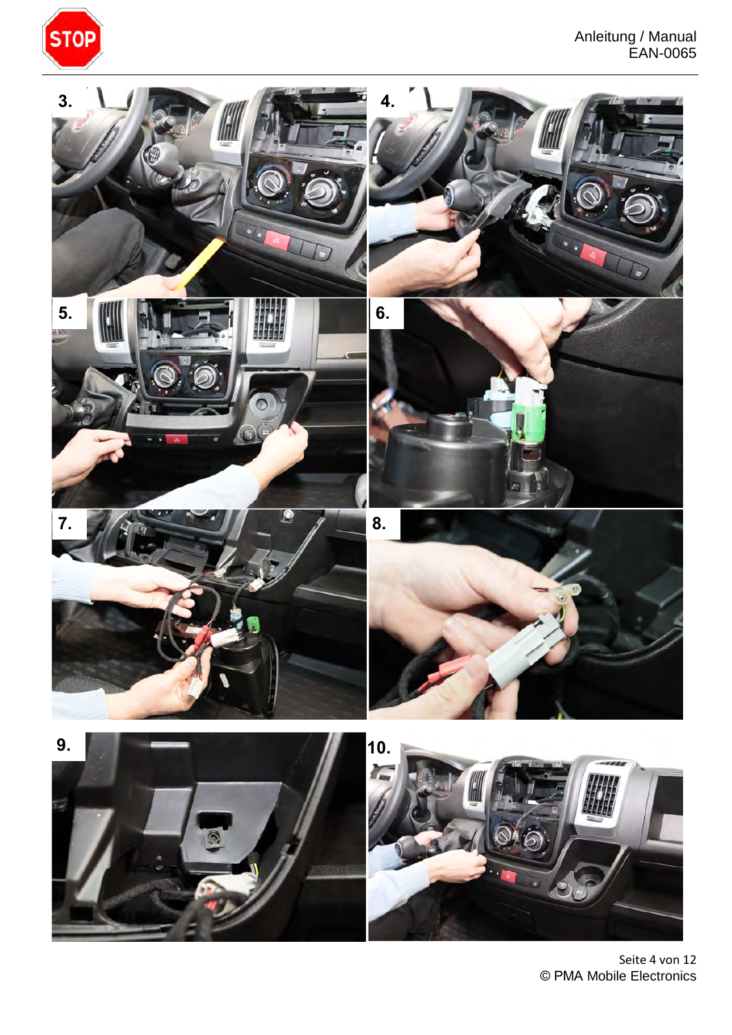3.

4.

5.

6.

7.

8.

9.

10.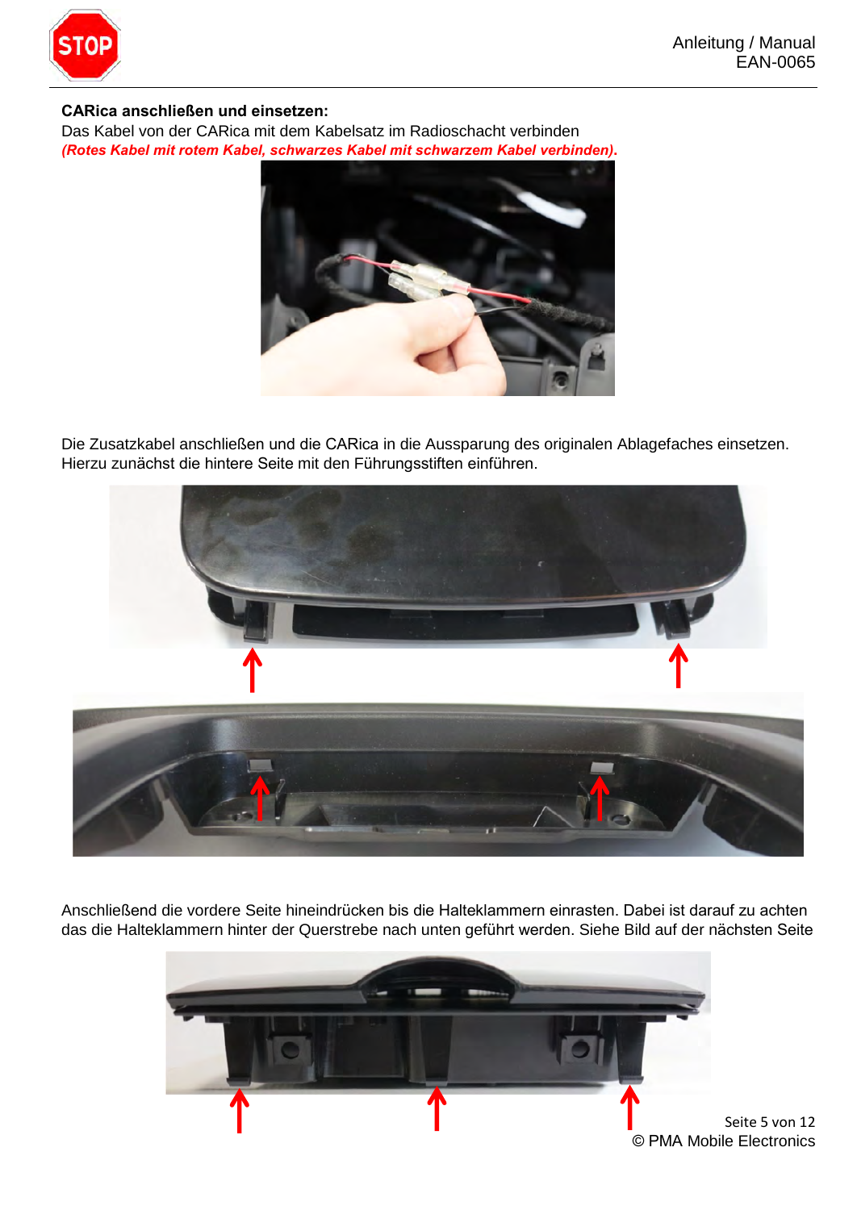**CARica anschließen und einsetzen:**

Das Kabel von der CARica mit dem Kabelsatz im Radioschacht verbinden

***(Rotes Kabel mit rotem Kabel, schwarzes Kabel mit schwarzem Kabel verbinden)*.**

Die Zusatzkabel anschließen und die CARica in die Aussparung des originalen Ablagefaches einsetzen. Hierzu zunächst die hintere Seite mit den Führungsstiften einführen.

Anschließend die vordere Seite hineindrücken bis die Halteklammern einrasten. Dabei ist darauf zu achten das die Halteklammern hinter der Querstrebe nach unten geführt werden. Siehe Bild auf der nächsten Seite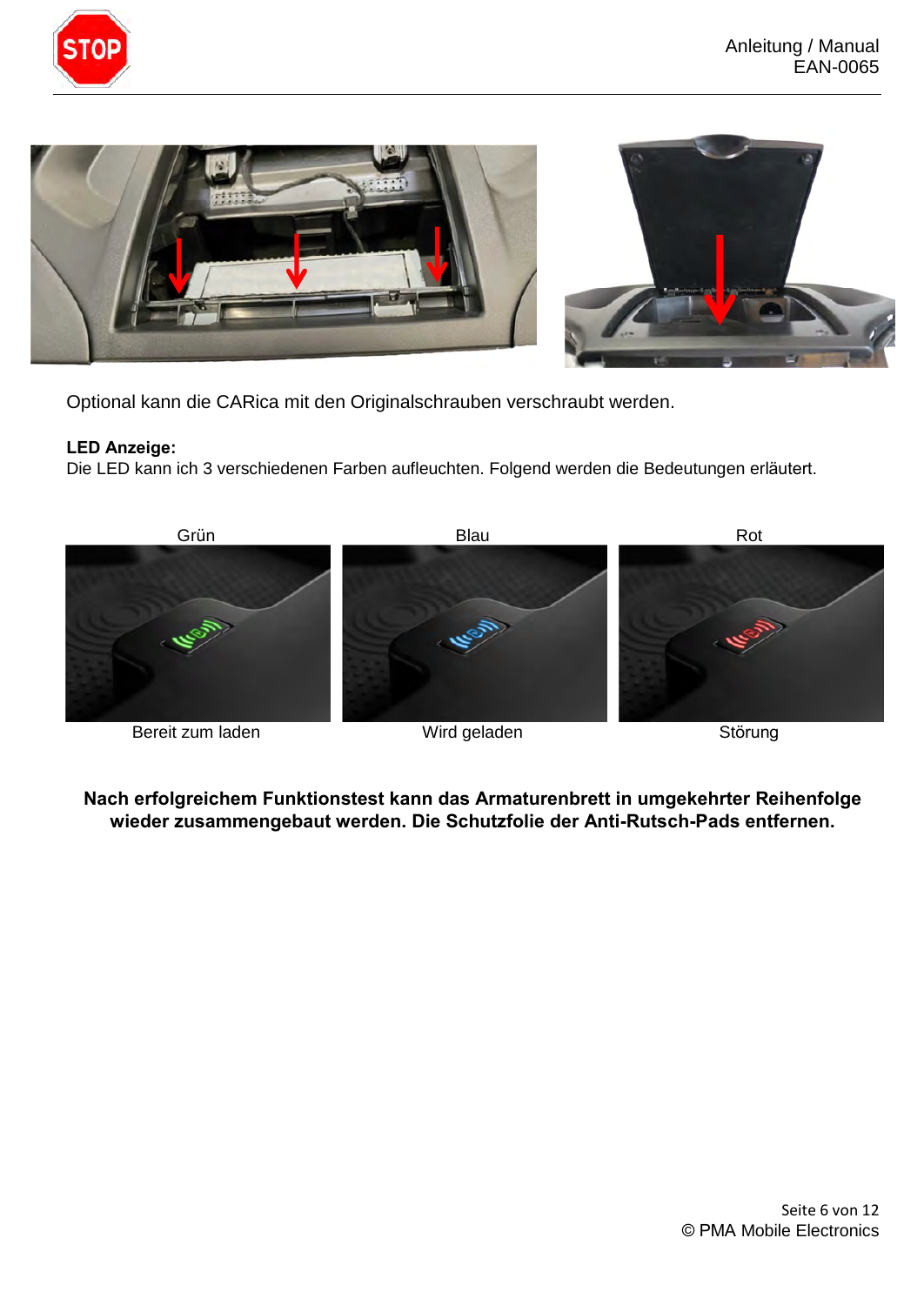Optional kann die CARica mit den Originalschrauben verschraubt werden.

**LED Anzeige:**
Die LED kann ich 3 verschiedenen Farben aufleuchten. Folgend werden die Bedeutungen erläutert.

| Grün | Blau | Rot |
|---|---|---|
| Bereit zum laden | Wird geladen | Störung |

**Nach erfolgreichem Funktionstest kann das Armaturenbrett in umgekehrter Reihenfolge wieder zusammengebaut werden. Die Schutzfolie der Anti-Rutsch-Pads entfernen.**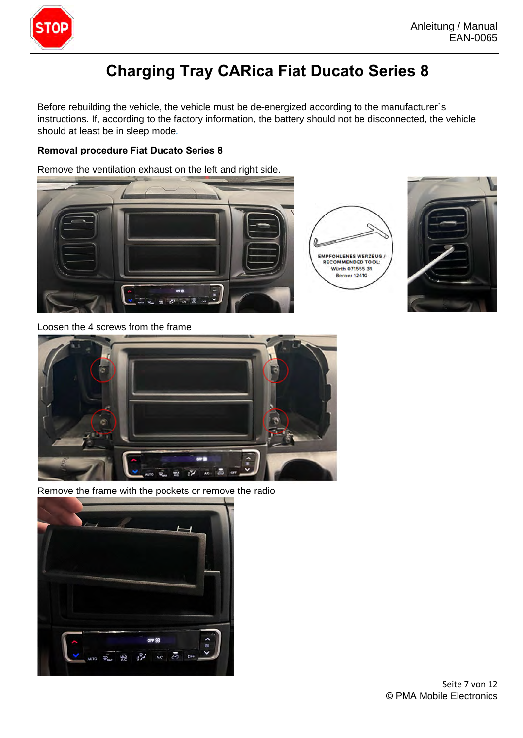# Charging Tray CARica Fiat Ducato Series 8

Before rebuilding the vehicle, the vehicle must be de-energized according to the manufacturer`s instructions. If, according to the factory information, the battery should not be disconnected, the vehicle should at least be in sleep mode.

**Removal procedure Fiat Ducato Series 8**

Remove the ventilation exhaust on the left and right side.

EMPFOHLENES WERZEUG / RECOMMENDED TOOL:
Würth 071555 31
Berner 12410

Loosen the 4 screws from the frame

Remove the frame with the pockets or remove the radio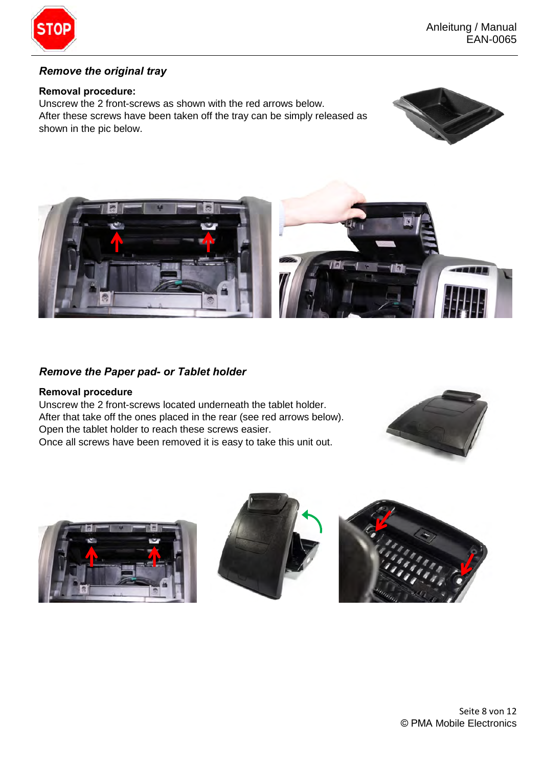### *Remove the original tray*

**Removal procedure:**
Unscrew the 2 front-screws as shown with the red arrows below.
After these screws have been taken off the tray can be simply released as shown in the pic below.

### *Remove the Paper pad- or Tablet holder*

**Removal procedure**
Unscrew the 2 front-screws located underneath the tablet holder.
After that take off the ones placed in the rear (see red arrows below).
Open the tablet holder to reach these screws easier.
Once all screws have been removed it is easy to take this unit out.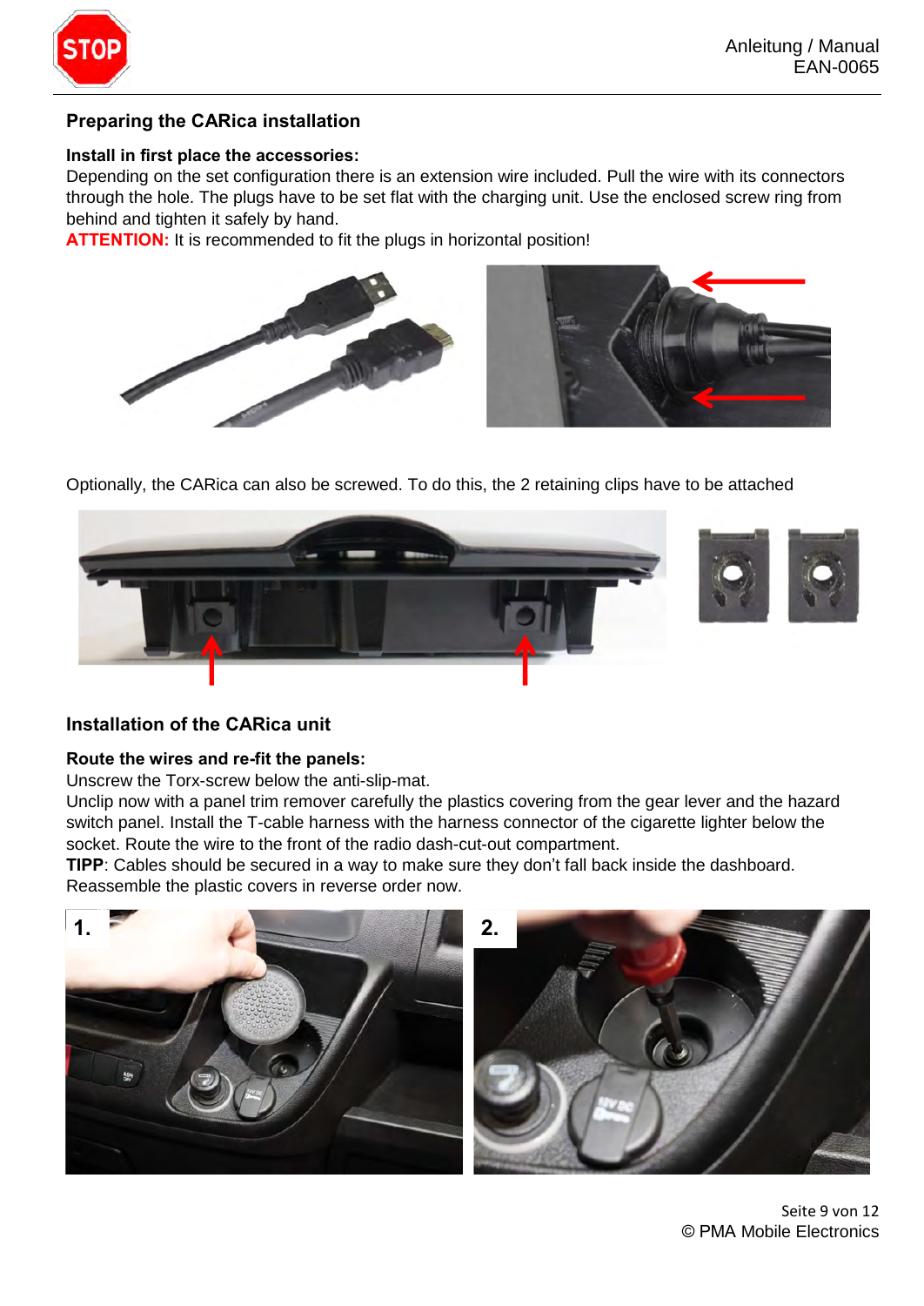## Preparing the CARica installation

**Install in first place the accessories:**
Depending on the set configuration there is an extension wire included. Pull the wire with its connectors through the hole. The plugs have to be set flat with the charging unit. Use the enclosed screw ring from behind and tighten it safely by hand.
**ATTENTION:** It is recommended to fit the plugs in horizontal position!

Optionally, the CARica can also be screwed. To do this, the 2 retaining clips have to be attached

## Installation of the CARica unit

**Route the wires and re-fit the panels:**
Unscrew the Torx-screw below the anti-slip-mat.
Unclip now with a panel trim remover carefully the plastics covering from the gear lever and the hazard switch panel. Install the T-cable harness with the harness connector of the cigarette lighter below the socket. Route the wire to the front of the radio dash-cut-out compartment.
**TIPP**: Cables should be secured in a way to make sure they don't fall back inside the dashboard.
Reassemble the plastic covers in reverse order now.

1.

2.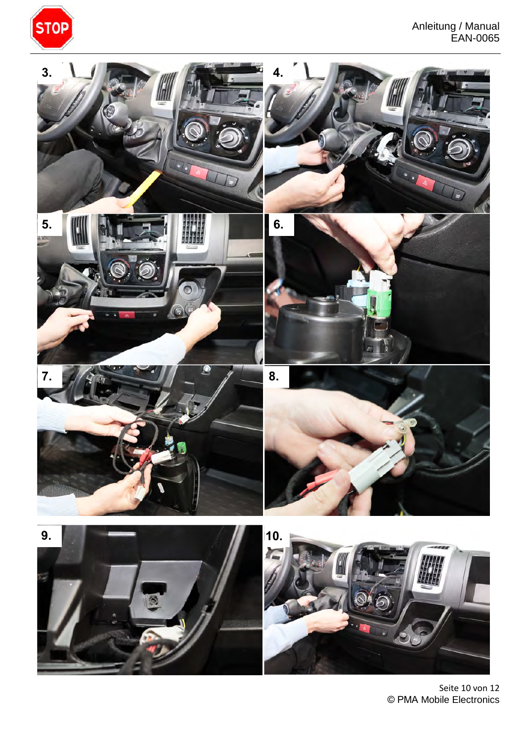3.

4.

5.

6.

7.

8.

9.

10.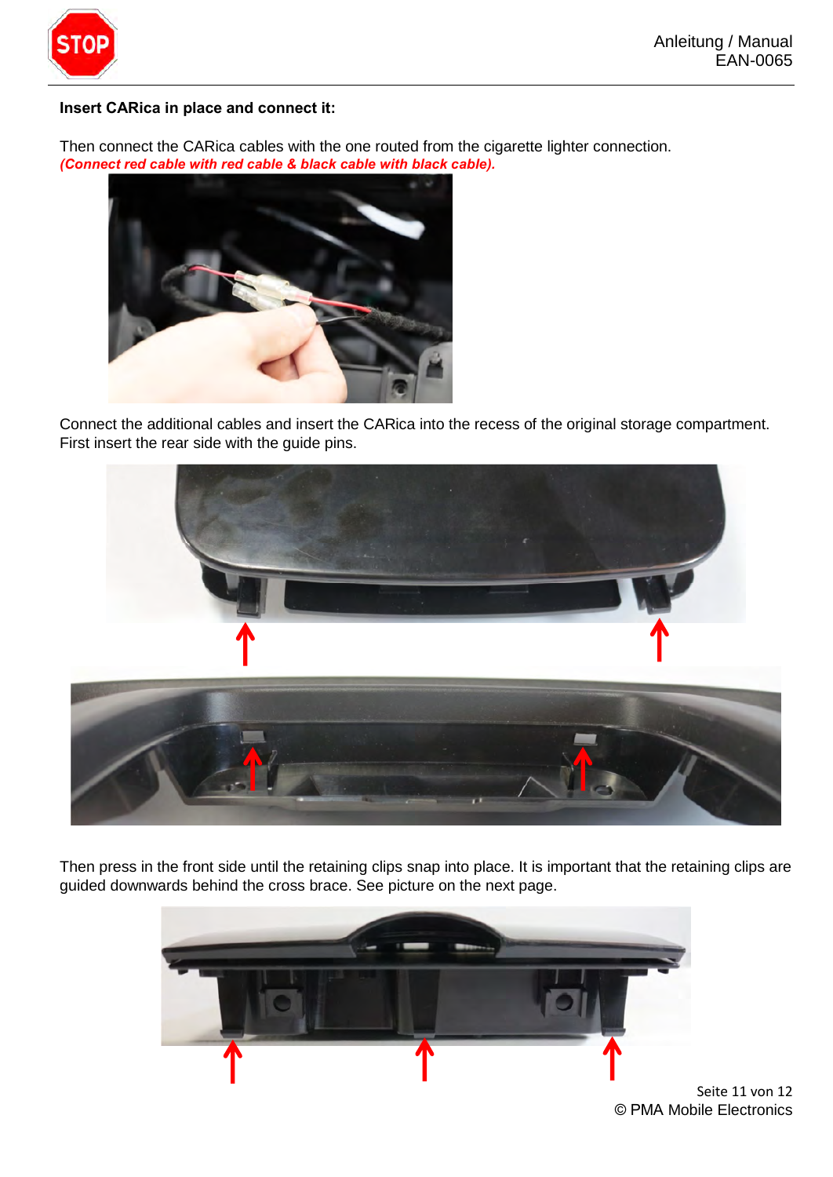**Insert CARica in place and connect it:**

Then connect the CARica cables with the one routed from the cigarette lighter connection.
***(Connect red cable with red cable & black cable with black cable).***

Connect the additional cables and insert the CARica into the recess of the original storage compartment. First insert the rear side with the guide pins.

Then press in the front side until the retaining clips snap into place. It is important that the retaining clips are guided downwards behind the cross brace. See picture on the next page.

© PMA Mobile Electronics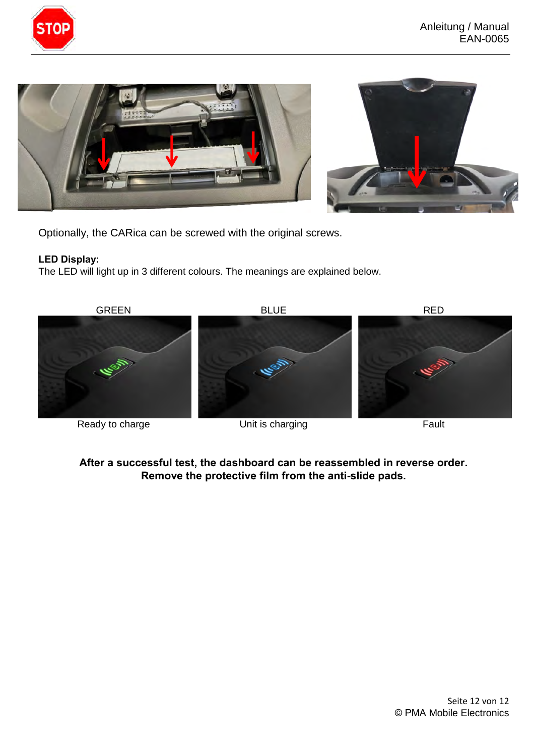Optionally, the CARica can be screwed with the original screws.

**LED Display:**
The LED will light up in 3 different colours. The meanings are explained below.

GREEN

Ready to charge

BLUE

Unit is charging

RED

Fault

**After a successful test, the dashboard can be reassembled in reverse order.**
**Remove the protective film from the anti-slide pads.**